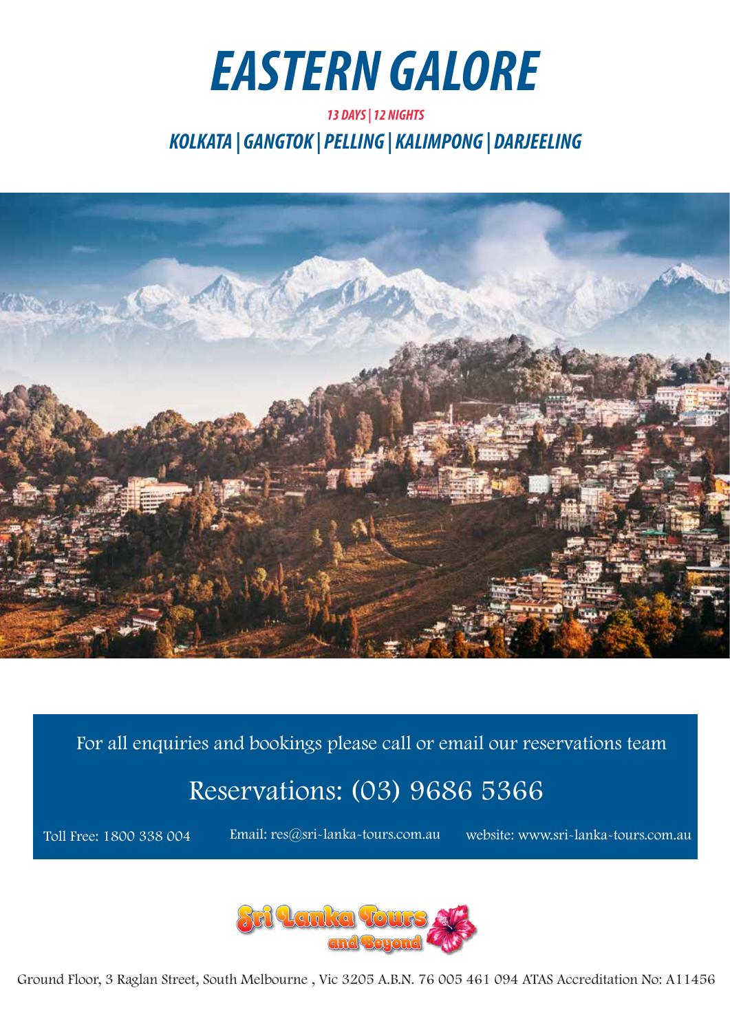# EASTERN GALORE

**13 DAYS | 12 NIGHTS**

## KOLKATA | GANGTOK | PELLING | KALIMPONG | DARJEELING

For all enquiries and bookings please call or email our reservations team

Reservations: (03) 9686 5366

Toll Free: 1800 338 004

Email: res@sri-lanka-tours.com.au

website: www.sri-lanka-tours.com.au

Sri Lanka Tours and Beyond

Ground Floor, 3 Raglan Street, South Melbourne , Vic 3205 A.B.N. 76 005 461 094 ATAS Accreditation No: A11456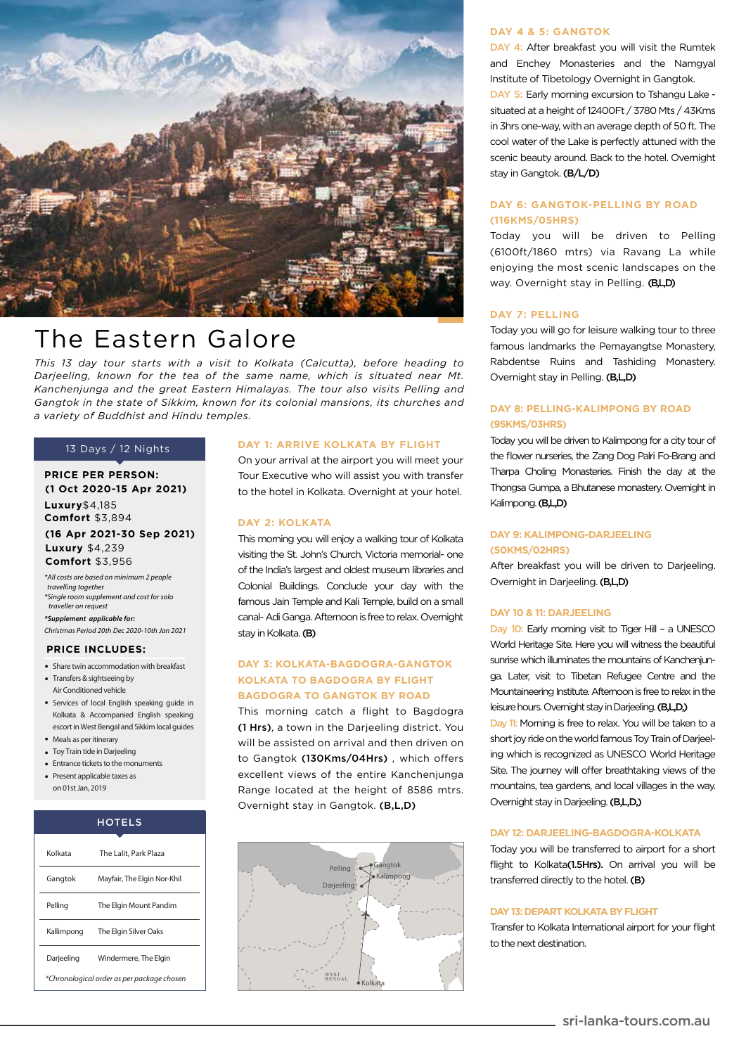# The Eastern Galore

*This 13 day tour starts with a visit to Kolkata (Calcutta), before heading to Darjeeling, known for the tea of the same name, which is situated near Mt. Kanchenjunga and the great Eastern Himalayas. The tour also visits Pelling and Gangtok in the state of Sikkim, known for its colonial mansions, its churches and a variety of Buddhist and Hindu temples.*

13 Days / 12 Nights

**PRICE PER PERSON:**
**(1 Oct 2020-15 Apr 2021)**
**Luxury** $4,185
**Comfort** $3,894

**(16 Apr 2021-30 Sep 2021)**
**Luxury** $4,239
**Comfort** $3,956

*\*All costs are based on minimum 2 people travelling together*
*\*Single room supplement and cost for solo traveller on request*
***\*Supplement applicable for:***
*Christmas Period 20th Dec 2020-10th Jan 2021*

**PRICE INCLUDES:**

- Share twin accommodation with breakfast
- Transfers & sightseeing by Air Conditioned vehicle
- Services of local English speaking guide in Kolkata & Accompanied English speaking escort in West Bengal and Sikkim local guides
- Meals as per itinerary
- Toy Train tide in Darjeeling
- Entrance tickets to the monuments
- Present applicable taxes as on 01st Jan, 2019

**HOTELS**

| | |
|---|---|
| Kolkata | The Lalit, Park Plaza |
| Gangtok | Mayfair, The Elgin Nor-Khil |
| Pelling | The Elgin Mount Pandim |
| Kallimpong | The Elgin Silver Oaks |
| Darjeeling | Windermere, The Elgin |

*\*Chronological order as per package chosen*

## DAY 1: ARRIVE KOLKATA BY FLIGHT

On your arrival at the airport you will meet your Tour Executive who will assist you with transfer to the hotel in Kolkata. Overnight at your hotel.

## DAY 2: KOLKATA

This morning you will enjoy a walking tour of Kolkata visiting the St. John's Church, Victoria memorial- one of the India's largest and oldest museum libraries and Colonial Buildings. Conclude your day with the famous Jain Temple and Kali Temple, build on a small canal- Adi Ganga. Afternoon is free to relax. Overnight stay in Kolkata. **(B)**

## DAY 3: KOLKATA-BAGDOGRA-GANGTOK KOLKATA TO BAGDOGRA BY FLIGHT BAGDOGRA TO GANGTOK BY ROAD

This morning catch a flight to Bagdogra **(1 Hrs)**, a town in the Darjeeling district. You will be assisted on arrival and then driven on to Gangtok **(130Kms/04Hrs)** , which offers excellent views of the entire Kanchenjunga Range located at the height of 8586 mtrs. Overnight stay in Gangtok. **(B,L,D)**

Pelling
Gangtok
Kalimpong
Darjeeling
WEST BENGAL
Kolkata

## DAY 4 & 5: GANGTOK

DAY 4: After breakfast you will visit the Rumtek and Enchey Monasteries and the Namgyal Institute of Tibetology Overnight in Gangtok.

DAY 5: Early morning excursion to Tshangu Lake - situated at a height of 12400Ft / 3780 Mts / 43Kms in 3hrs one-way, with an average depth of 50 ft. The cool water of the Lake is perfectly attuned with the scenic beauty around. Back to the hotel. Overnight stay in Gangtok. **(B/L/D)**

## DAY 6: GANGTOK-PELLING BY ROAD (116KMS/05HRS)

Today you will be driven to Pelling (6100ft/1860 mtrs) via Ravang La while enjoying the most scenic landscapes on the way. Overnight stay in Pelling. **(B,L,D)**

## DAY 7: PELLING

Today you will go for leisure walking tour to three famous landmarks the Pemayangtse Monastery, Rabdentse Ruins and Tashiding Monastery. Overnight stay in Pelling. **(B,L,D)**

## DAY 8: PELLING-KALIMPONG BY ROAD (95KMS/03HRS)

Today you will be driven to Kalimpong for a city tour of the flower nurseries, the Zang Dog Palri Fo-Brang and Tharpa Choling Monasteries. Finish the day at the Thongsa Gumpa, a Bhutanese monastery. Overnight in Kalimpong. **(B,L,D)**

## DAY 9: KALIMPONG-DARJEELING (50KMS/02HRS)

After breakfast you will be driven to Darjeeling. Overnight in Darjeeling. **(B,L,D)**

## DAY 10 & 11: DARJEELING

Day 10: Early morning visit to Tiger Hill – a UNESCO World Heritage Site. Here you will witness the beautiful sunrise which illuminates the mountains of Kanchenjunga. Later, visit to Tibetan Refugee Centre and the Mountaineering Institute. Afternoon is free to relax in the leisure hours. Overnight stay in Darjeeling. **(B,L,D,)**

Day 11: Morning is free to relax. You will be taken to a short joy ride on the world famous Toy Train of Darjeeling which is recognized as UNESCO World Heritage Site. The journey will offer breathtaking views of the mountains, tea gardens, and local villages in the way. Overnight stay in Darjeeling. **(B,L,D,)**

## DAY 12: DARJEELING-BAGDOGRA-KOLKATA

Today you will be transferred to airport for a short flight to Kolkata**(1.5Hrs)**. On arrival you will be transferred directly to the hotel. **(B)**

## DAY 13: DEPART KOLKATA BY FLIGHT

Transfer to Kolkata International airport for your flight to the next destination.